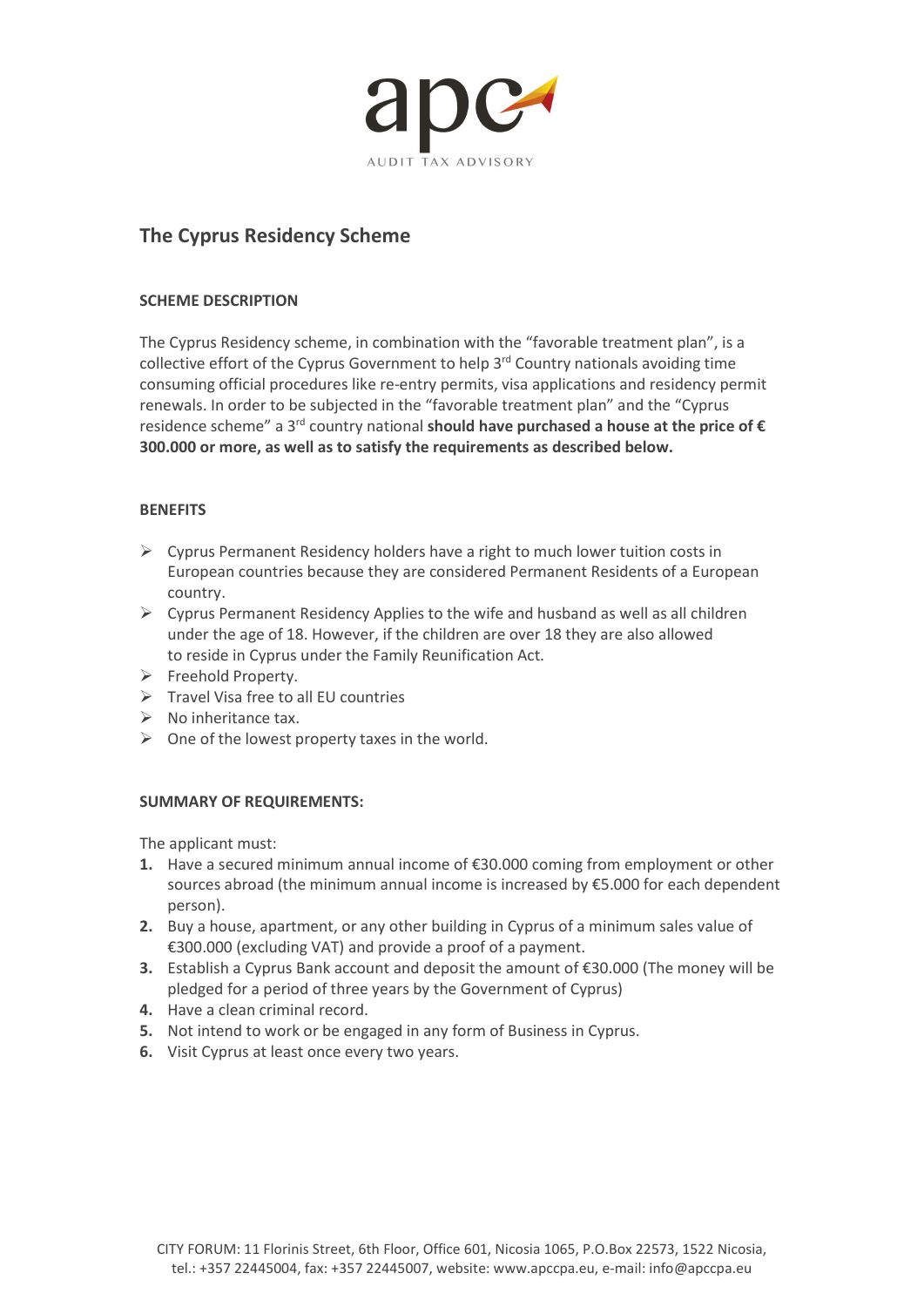# The Cyprus Residency Scheme

## SCHEME DESCRIPTION

The Cyprus Residency scheme, in combination with the "favorable treatment plan", is a collective effort of the Cyprus Government to help 3rd Country nationals avoiding time consuming official procedures like re-entry permits, visa applications and residency permit renewals. In order to be subjected in the "favorable treatment plan" and the "Cyprus residence scheme" a 3rd country national **should have purchased a house at the price of € 300.000 or more, as well as to satisfy the requirements as described below.**

## BENEFITS

- Cyprus Permanent Residency holders have a right to much lower tuition costs in European countries because they are considered Permanent Residents of a European country.
- Cyprus Permanent Residency Applies to the wife and husband as well as all children under the age of 18. However, if the children are over 18 they are also allowed to reside in Cyprus under the Family Reunification Act.
- Freehold Property.
- Travel Visa free to all EU countries
- No inheritance tax.
- One of the lowest property taxes in the world.

## SUMMARY OF REQUIREMENTS:

The applicant must:

1. Have a secured minimum annual income of €30.000 coming from employment or other sources abroad (the minimum annual income is increased by €5.000 for each dependent person).
2. Buy a house, apartment, or any other building in Cyprus of a minimum sales value of €300.000 (excluding VAT) and provide a proof of a payment.
3. Establish a Cyprus Bank account and deposit the amount of €30.000 (The money will be pledged for a period of three years by the Government of Cyprus)
4. Have a clean criminal record.
5. Not intend to work or be engaged in any form of Business in Cyprus.
6. Visit Cyprus at least once every two years.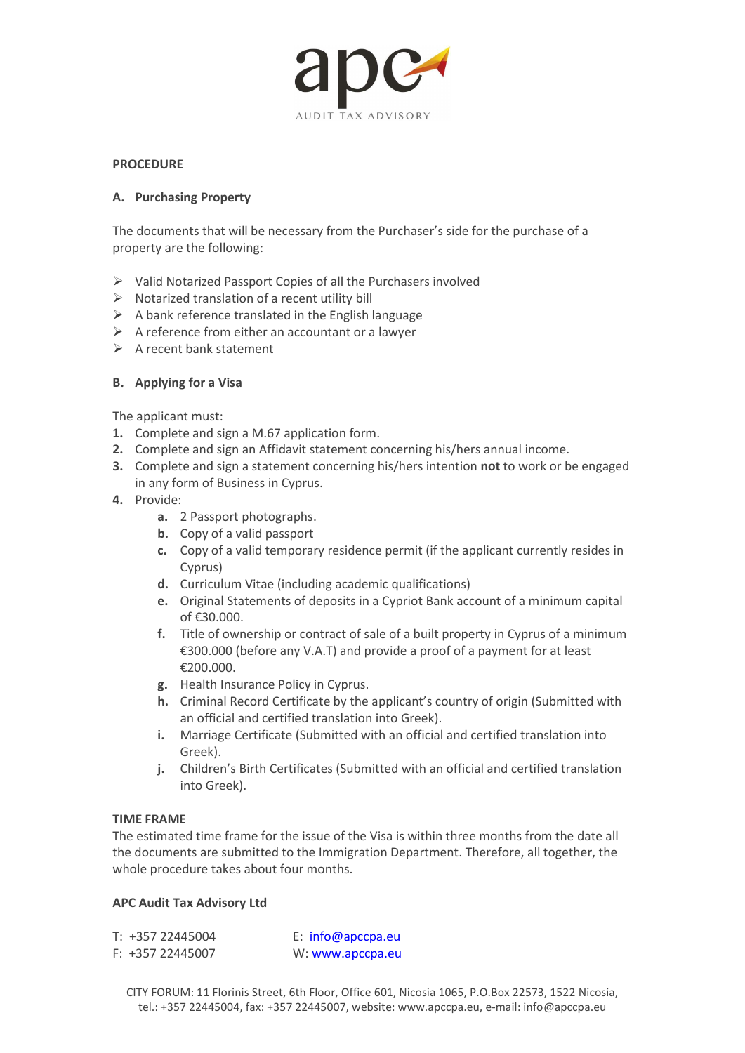**PROCEDURE**

**A. Purchasing Property**

The documents that will be necessary from the Purchaser's side for the purchase of a property are the following:

- Valid Notarized Passport Copies of all the Purchasers involved
- Notarized translation of a recent utility bill
- A bank reference translated in the English language
- A reference from either an accountant or a lawyer
- A recent bank statement

**B. Applying for a Visa**

The applicant must:

1. Complete and sign a M.67 application form.
2. Complete and sign an Affidavit statement concerning his/hers annual income.
3. Complete and sign a statement concerning his/hers intention **not** to work or be engaged in any form of Business in Cyprus.
4. Provide:
   - **a.** 2 Passport photographs.
   - **b.** Copy of a valid passport
   - **c.** Copy of a valid temporary residence permit (if the applicant currently resides in Cyprus)
   - **d.** Curriculum Vitae (including academic qualifications)
   - **e.** Original Statements of deposits in a Cypriot Bank account of a minimum capital of €30.000.
   - **f.** Title of ownership or contract of sale of a built property in Cyprus of a minimum €300.000 (before any V.A.T) and provide a proof of a payment for at least €200.000.
   - **g.** Health Insurance Policy in Cyprus.
   - **h.** Criminal Record Certificate by the applicant's country of origin (Submitted with an official and certified translation into Greek).
   - **i.** Marriage Certificate (Submitted with an official and certified translation into Greek).
   - **j.** Children's Birth Certificates (Submitted with an official and certified translation into Greek).

**TIME FRAME**

The estimated time frame for the issue of the Visa is within three months from the date all the documents are submitted to the Immigration Department. Therefore, all together, the whole procedure takes about four months.

**APC Audit Tax Advisory Ltd**

T: +357 22445004 E: info@apccpa.eu
F: +357 22445007 W: www.apccpa.eu